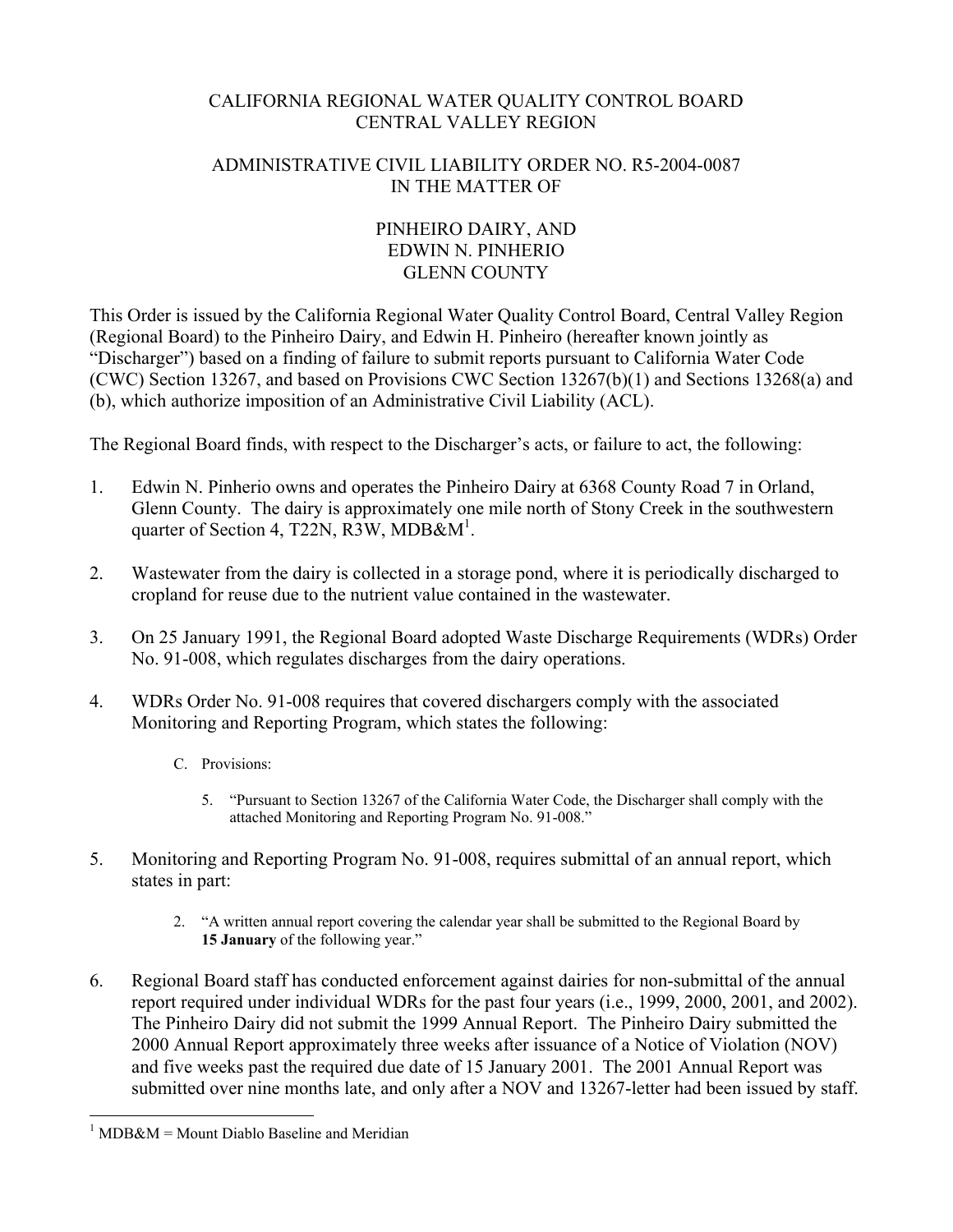CALIFORNIA REGIONAL WATER QUALITY CONTROL BOARD
CENTRAL VALLEY REGION

ADMINISTRATIVE CIVIL LIABILITY ORDER NO. R5-2004-0087
IN THE MATTER OF

PINHEIRO DAIRY, AND
EDWIN N. PINHERIO
GLENN COUNTY

This Order is issued by the California Regional Water Quality Control Board, Central Valley Region (Regional Board) to the Pinheiro Dairy, and Edwin H. Pinheiro (hereafter known jointly as "Discharger") based on a finding of failure to submit reports pursuant to California Water Code (CWC) Section 13267, and based on Provisions CWC Section 13267(b)(1) and Sections 13268(a) and (b), which authorize imposition of an Administrative Civil Liability (ACL).

The Regional Board finds, with respect to the Discharger's acts, or failure to act, the following:

1. Edwin N. Pinherio owns and operates the Pinheiro Dairy at 6368 County Road 7 in Orland, Glenn County. The dairy is approximately one mile north of Stony Creek in the southwestern quarter of Section 4, T22N, R3W, MDB&M[1].

2. Wastewater from the dairy is collected in a storage pond, where it is periodically discharged to cropland for reuse due to the nutrient value contained in the wastewater.

3. On 25 January 1991, the Regional Board adopted Waste Discharge Requirements (WDRs) Order No. 91-008, which regulates discharges from the dairy operations.

4. WDRs Order No. 91-008 requires that covered dischargers comply with the associated Monitoring and Reporting Program, which states the following:

   C. Provisions:

      5. "Pursuant to Section 13267 of the California Water Code, the Discharger shall comply with the attached Monitoring and Reporting Program No. 91-008."

5. Monitoring and Reporting Program No. 91-008, requires submittal of an annual report, which states in part:

   2. "A written annual report covering the calendar year shall be submitted to the Regional Board by **15 January** of the following year."

6. Regional Board staff has conducted enforcement against dairies for non-submittal of the annual report required under individual WDRs for the past four years (i.e., 1999, 2000, 2001, and 2002). The Pinheiro Dairy did not submit the 1999 Annual Report. The Pinheiro Dairy submitted the 2000 Annual Report approximately three weeks after issuance of a Notice of Violation (NOV) and five weeks past the required due date of 15 January 2001. The 2001 Annual Report was submitted over nine months late, and only after a NOV and 13267-letter had been issued by staff.

[1] MDB&M = Mount Diablo Baseline and Meridian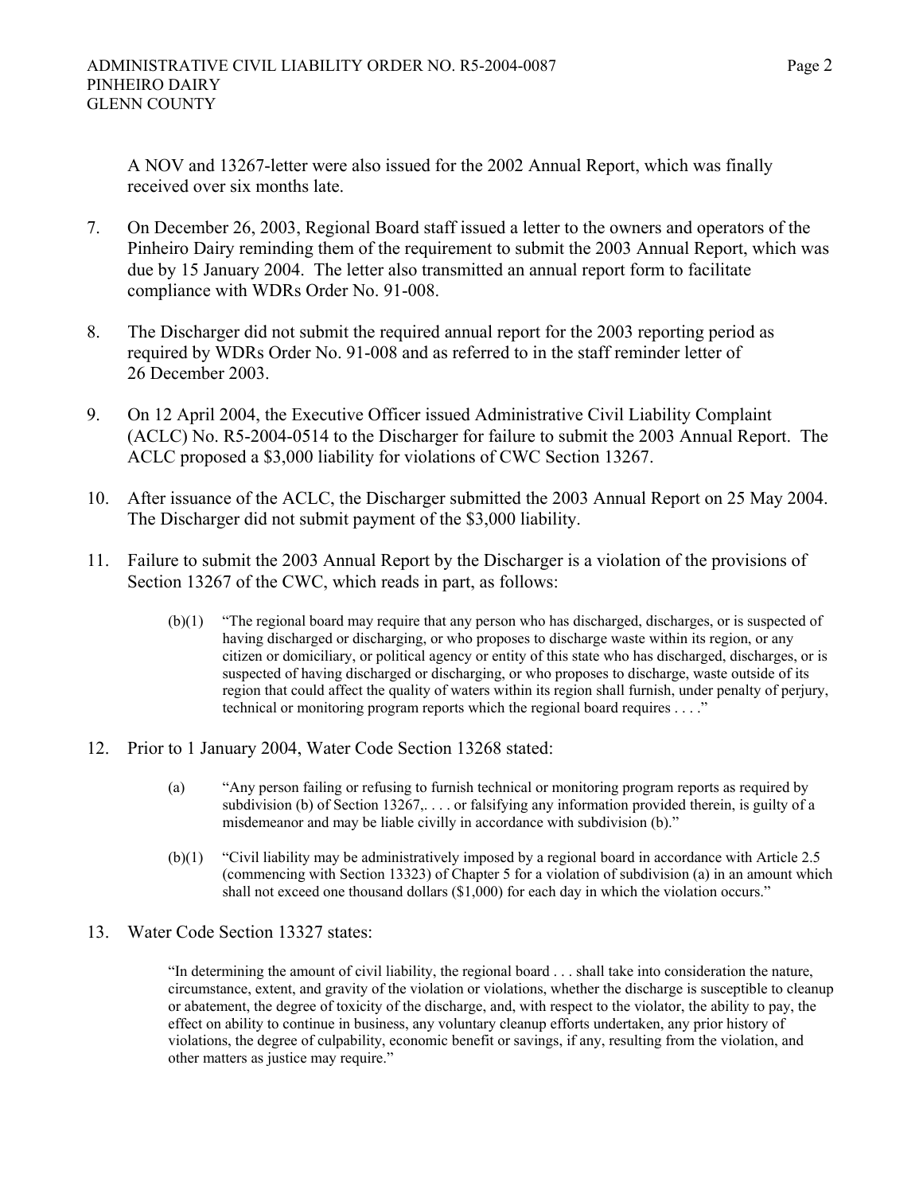A NOV and 13267-letter were also issued for the 2002 Annual Report, which was finally received over six months late.

7. On December 26, 2003, Regional Board staff issued a letter to the owners and operators of the Pinheiro Dairy reminding them of the requirement to submit the 2003 Annual Report, which was due by 15 January 2004. The letter also transmitted an annual report form to facilitate compliance with WDRs Order No. 91-008.

8. The Discharger did not submit the required annual report for the 2003 reporting period as required by WDRs Order No. 91-008 and as referred to in the staff reminder letter of 26 December 2003.

9. On 12 April 2004, the Executive Officer issued Administrative Civil Liability Complaint (ACLC) No. R5-2004-0514 to the Discharger for failure to submit the 2003 Annual Report. The ACLC proposed a $3,000 liability for violations of CWC Section 13267.

10. After issuance of the ACLC, the Discharger submitted the 2003 Annual Report on 25 May 2004. The Discharger did not submit payment of the $3,000 liability.

11. Failure to submit the 2003 Annual Report by the Discharger is a violation of the provisions of Section 13267 of the CWC, which reads in part, as follows:

    (b)(1) "The regional board may require that any person who has discharged, discharges, or is suspected of having discharged or discharging, or who proposes to discharge waste within its region, or any citizen or domiciliary, or political agency or entity of this state who has discharged, discharges, or is suspected of having discharged or discharging, or who proposes to discharge, waste outside of its region that could affect the quality of waters within its region shall furnish, under penalty of perjury, technical or monitoring program reports which the regional board requires . . . ."

12. Prior to 1 January 2004, Water Code Section 13268 stated:

    (a) "Any person failing or refusing to furnish technical or monitoring program reports as required by subdivision (b) of Section 13267,. . . . or falsifying any information provided therein, is guilty of a misdemeanor and may be liable civilly in accordance with subdivision (b)."

    (b)(1) "Civil liability may be administratively imposed by a regional board in accordance with Article 2.5 (commencing with Section 13323) of Chapter 5 for a violation of subdivision (a) in an amount which shall not exceed one thousand dollars ($1,000) for each day in which the violation occurs."

13. Water Code Section 13327 states:

    "In determining the amount of civil liability, the regional board . . . shall take into consideration the nature, circumstance, extent, and gravity of the violation or violations, whether the discharge is susceptible to cleanup or abatement, the degree of toxicity of the discharge, and, with respect to the violator, the ability to pay, the effect on ability to continue in business, any voluntary cleanup efforts undertaken, any prior history of violations, the degree of culpability, economic benefit or savings, if any, resulting from the violation, and other matters as justice may require."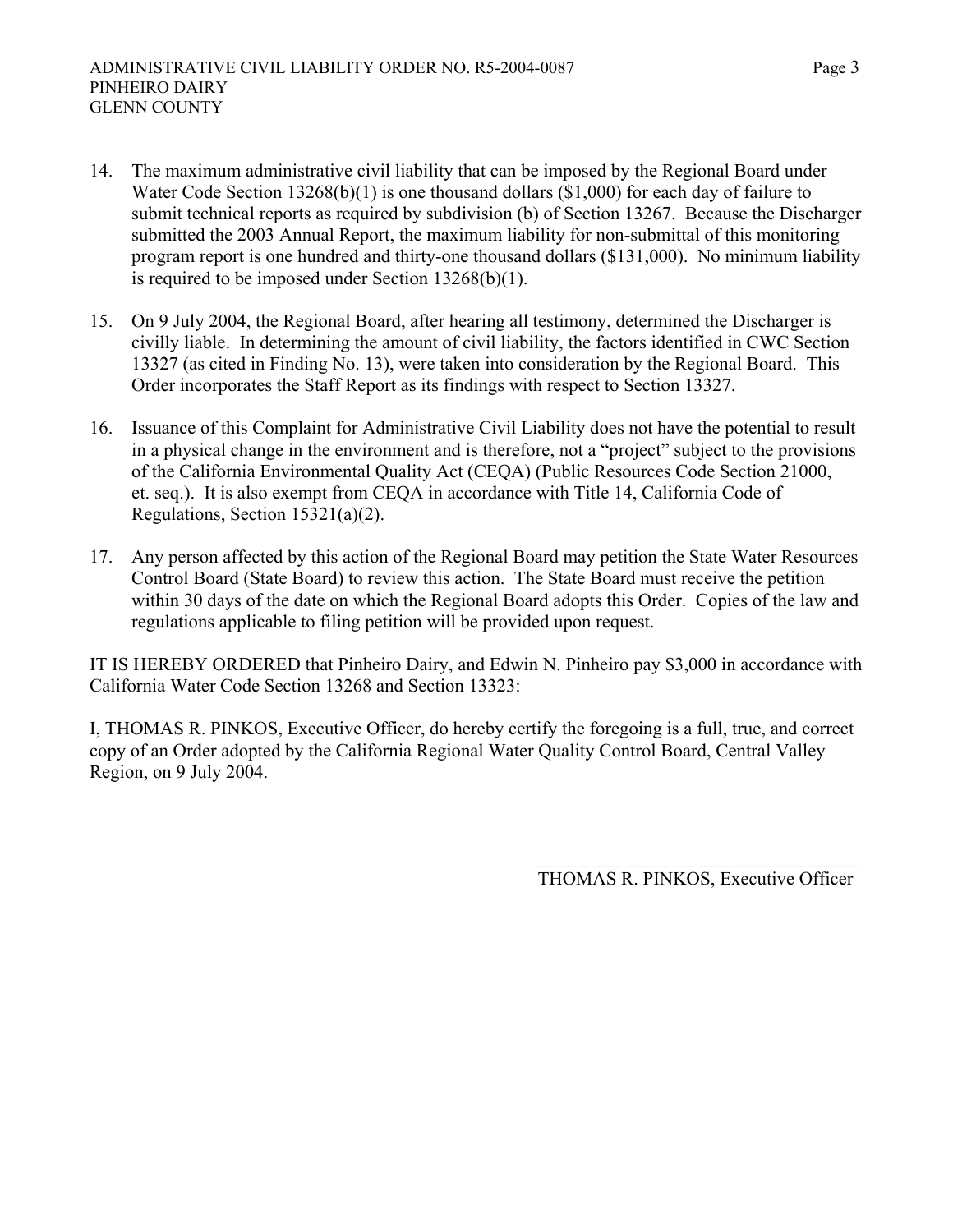14. The maximum administrative civil liability that can be imposed by the Regional Board under Water Code Section 13268(b)(1) is one thousand dollars ($1,000) for each day of failure to submit technical reports as required by subdivision (b) of Section 13267. Because the Discharger submitted the 2003 Annual Report, the maximum liability for non-submittal of this monitoring program report is one hundred and thirty-one thousand dollars ($131,000). No minimum liability is required to be imposed under Section 13268(b)(1).

15. On 9 July 2004, the Regional Board, after hearing all testimony, determined the Discharger is civilly liable. In determining the amount of civil liability, the factors identified in CWC Section 13327 (as cited in Finding No. 13), were taken into consideration by the Regional Board. This Order incorporates the Staff Report as its findings with respect to Section 13327.

16. Issuance of this Complaint for Administrative Civil Liability does not have the potential to result in a physical change in the environment and is therefore, not a "project" subject to the provisions of the California Environmental Quality Act (CEQA) (Public Resources Code Section 21000, et. seq.). It is also exempt from CEQA in accordance with Title 14, California Code of Regulations, Section 15321(a)(2).

17. Any person affected by this action of the Regional Board may petition the State Water Resources Control Board (State Board) to review this action. The State Board must receive the petition within 30 days of the date on which the Regional Board adopts this Order. Copies of the law and regulations applicable to filing petition will be provided upon request.

IT IS HEREBY ORDERED that Pinheiro Dairy, and Edwin N. Pinheiro pay $3,000 in accordance with California Water Code Section 13268 and Section 13323:

I, THOMAS R. PINKOS, Executive Officer, do hereby certify the foregoing is a full, true, and correct copy of an Order adopted by the California Regional Water Quality Control Board, Central Valley Region, on 9 July 2004.

THOMAS R. PINKOS, Executive Officer